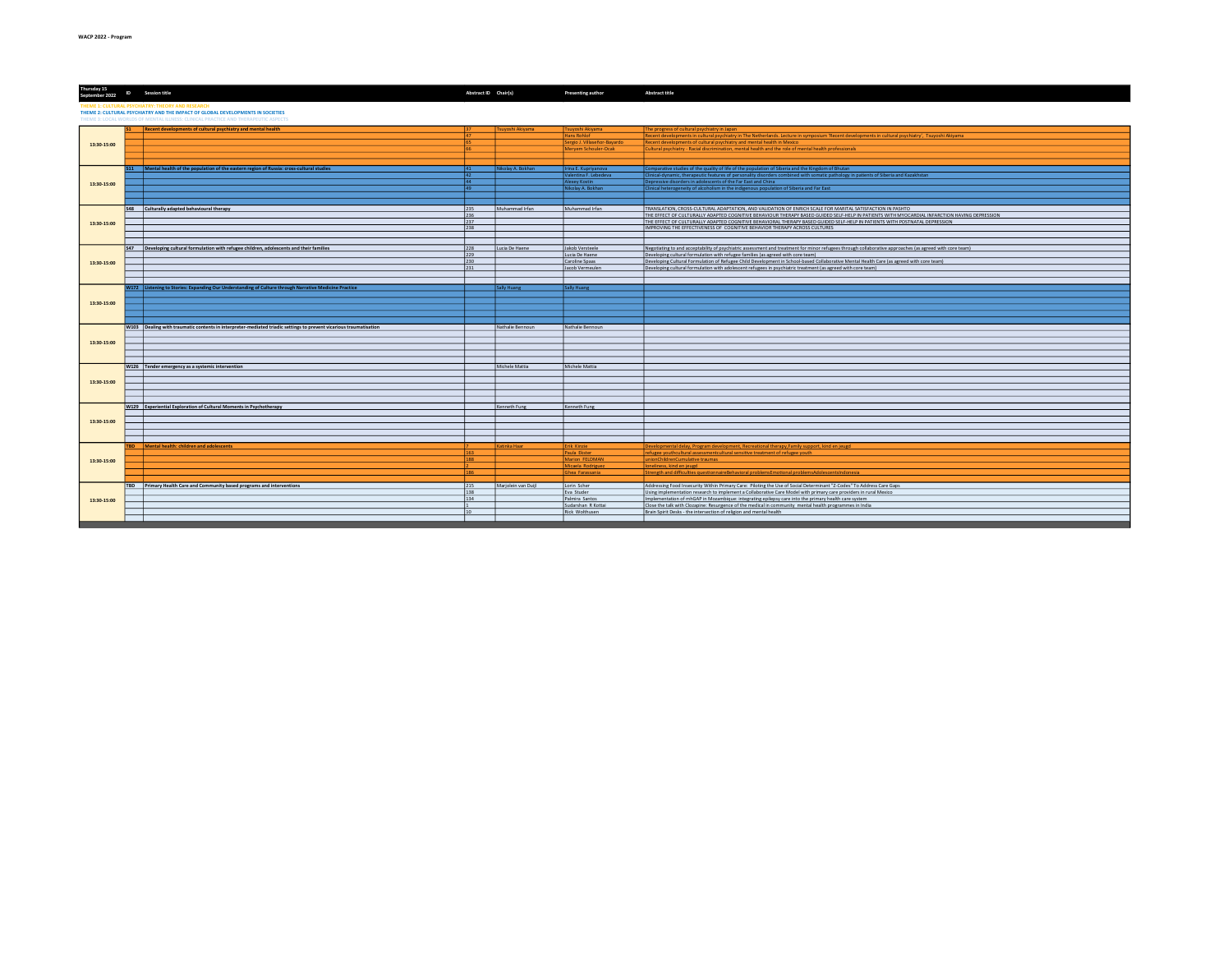WACP 2022 - Program

THEME 1: CULTURAL PSYCHIATRY: THEORY AND RESEARCH
THEME 2: CULTURAL PSYCHIATRY AND THE IMPACT OF GLOBAL DEVELOPMENTS IN SOCIETIES
THEME 3: LOCAL WORLDS OF MENTAL ILLNESS: CLINICAL PRACTICE AND THERAPEUTIC ASPECTS

| Thursday 15 September 2022 | ID | Session title | Abstract ID | Chair(s) | Presenting author | Abstract title |
|---|---|---|---|---|---|---|
| 13:30-15:00 | S1 | Recent developments of cultural psychiatry and mental health | 37 | Tsuyoshi Akiyama | Tsuyoshi Akiyama | The progress of cultural psychiatry in Japan |
| | | | 47 | | Hans Rohlof | Recent developments in cultural psychiatry in The Netherlands. Lecture in symposium 'Recent developments in cultural psychiatry', Tsuyoshi Akiyama |
| | | | 65 | | Sergio J. Villaseñor-Bayardo | Recent developments of cultural psychiatry and mental health in Mexico |
| | | | 66 | | Meryem Schouler-Ocak | Cultural psychiatry - Racial discrimination, mental health and the role of mental health professionals |
| 13:30-15:00 | S11 | Mental health of the population of the eastern region of Russia: cross-cultural studies | 41 | Nikolay A. Bokhan | Irina E. Kupriyanova | Comparative studies of the quality of life of the population of Siberia and the Kingdom of Bhutan |
| | | | 42 | | Valentina F. Lebedeva | Clinical-dynamic, therapeutic features of personality disorders combined with somatic pathology in patients of Siberia and Kazakhstan |
| | | | 44 | | Alexey Kostin | Depressive disorders in adolescents of the Far East and China |
| | | | 40 | | Nikolay A. Bokhan | Clinical heterogeneity of alcoholism in the indigenous population of Siberia and Far East |
| 13:30-15:00 | S48 | Culturally adapted behavioural therapy | 235 | Muhammad Irfan | Muhammad Irfan | TRANSLATION, CROSS-CULTURAL ADAPTATION, AND VALIDATION OF ENRICH SCALE FOR MARITAL SATISFACTION IN PASHTO |
| | | | 236 | | | THE EFFECT OF CULTURALLY ADAPTED COGNITIVE BEHAVIOUR THERAPY BASED GUIDED SELF-HELP IN PATIENTS WITH MYOCARDIAL INFARCTION HAVING DEPRESSION |
| | | | 237 | | | THE EFFECT OF CULTURALLY ADAPTED COGNITIVE BEHAVIORAL THERAPY BASED GUIDED SELF-HELP IN PATIENTS WITH POSTNATAL DEPRESSION |
| | | | 238 | | | IMPROVING THE EFFECTIVENESS OF COGNITIVE BEHAVIOR THERAPY ACROSS CULTURES |
| 13:30-15:00 | S47 | Developing cultural formulation with refugee children, adolescents and their families | 228 | Lucia De Haene | Jakob Versteele | Negotiating to and acceptability of psychiatric assessment and treatment for minor refugees through collaborative approaches (as agreed with core team) |
| | | | 229 | | Lucia De Haene | Developing cultural formulation with refugee families (as agreed with core team) |
| | | | 230 | | Caroline Spaas | Developing Cultural Formulation of Refugee Child Development in School-based Collaborative Mental Health Care (as agreed with core team) |
| | | | 231 | | Jacob Vermeulen | Developing cultural formulation with adolescent refugees in psychiatric treatment (as agreed with core team) |
| 13:30-15:00 | W172 | Listening to Stories: Expanding Our Understanding of Culture through Narrative Medicine Practice | | Sally Huang | Sally Huang | |
| 13:30-15:00 | W103 | Dealing with traumatic contents in interpreter-mediated triadic settings to prevent vicarious traumatisation | | Nathalie Bennoun | Nathalie Bennoun | |
| 13:30-15:00 | W126 | Tender emergency as a systemic intervention | | Michele Mattia | Michele Mattia | |
| 13:30-15:00 | W129 | Experiential Exploration of Cultural Moments in Psychotherapy | | Kenneth Fung | Kenneth Fung | |
| 13:30-15:00 | TBD | Mental health: children and adolescents | 7 | Katinka Haar | Erik Kinzie | Developmental delay, Program development, Recreational therapy,Family support, kind en jeugd |
| | | | 163 | | Paula Ekster | refugee youthcultural assessmentcultural sensitive treatment of refugee youth |
| | | | 188 | | Marion FELDMAN | unionChildrenCumulative traumas |
| | | | 2 | | Micaela Rodriguez | loneliness, kind en jeugd |
| | | | 186 | | Ghea Farassania | Strength and difficulties questionnaireBehavioral problemsEmotional problemsAdolescentsIndonesia |
| 13:30-15:00 | TBD | Primary Health Care and Community based programs and interventions | 215 | Marjolein van Duijl | Lorin Scher | Addressing Food Insecurity Within Primary Care: Piloting the Use of Social Determinant "Z-Codes" To Address Care Gaps |
| | | | 198 | | Eva Studer | Using implementation research to implement a Collaborative Care Model with primary care providers in rural Mexico |
| | | | 134 | | Palmira Santos | Implementation of mhGAP in Mozambique: integrating epilepsy care into the primary health care system |
| | | | 1 | | Sudarshan R Kottai | Close the talk with Clozapine: Resurgence of the medical in community mental health programmes in India |
| | | | 10 | | Rick Wolthusen | Brain Spirit Desks - the intersection of religion and mental health |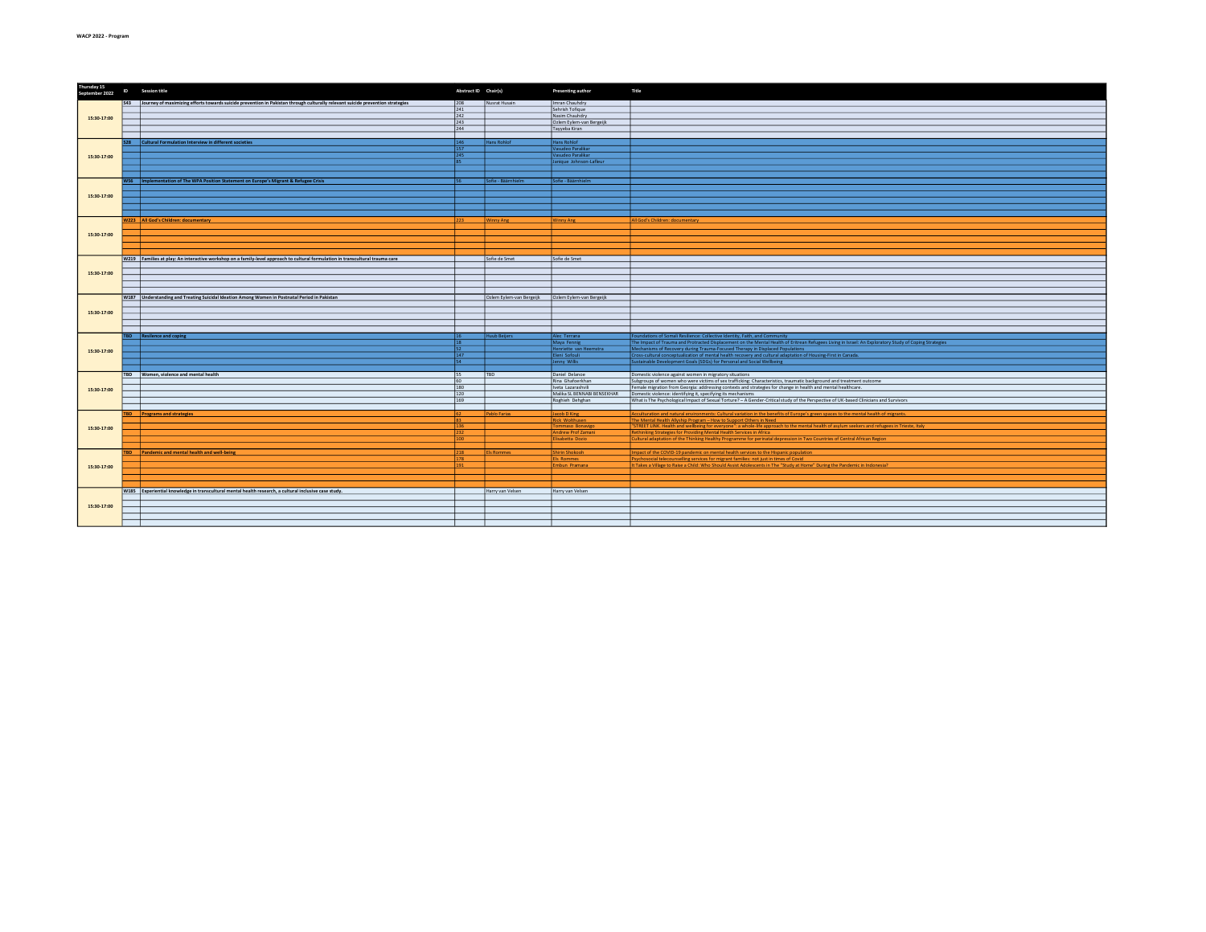**WACP 2022 - Program**

| Thursday 15 September 2022 | ID | Session title | Abstract ID | Chair(s) | Presenting author | Title |
|---|---|---|---|---|---|---|
| 15:30-17:00 | S43 | Journey of maximizing efforts towards suicide prevention in Pakistan through culturally relevant suicide prevention strategies | 208 | Nusrat Husain | Imran Chauhdry | |
| | | | 241 | | Sehrish Tofique | |
| | | | 242 | | Nasim Chauhdry | |
| | | | 243 | | Ozlem Eylem-van Bergeijk | |
| | | | 244 | | Tayyeba Kiran | |
| 15:30-17:00 | S28 | Cultural Formulation Interview in different societies | 146 | Hans Rohlof | Hans Rohlof | |
| | | | 157 | | Vasudeo Paralikar | |
| | | | 245 | | Vasudeo Paralikar | |
| | | | 85 | | Janique Johnson-Lafleur | |
| 15:30-17:00 | W56 | Implementation of The WPA Position Statement on Europe's Migrant & Refugee Crisis | 56 | Sofie - Bäärnhielm | Sofie - Bäärnhielm | |
| 15:30-17:00 | W223 | All God's Children: documentary | 223 | Winny Ang | Winny Ang | All God's Children: documentary |
| 15:30-17:00 | W219 | Families at play: An interactive workshop on a family-level approach to cultural formulation in transcultural trauma care | | Sofie de Smet | Sofie de Smet | |
| 15:30-17:00 | W187 | Understanding and Treating Suicidal Ideation Among Women in Postnatal Period in Pakistan | | Ozlem Eylem-van Bergeijk | Ozlem Eylem-van Bergeijk | |
| 15:30-17:00 | TBD | Resilence and coping | 16 | Huub Beijers | Alec Terrana | Foundations of Somali Resilience: Collective Identity, Faith, and Community |
| | | | 18 | | Maya Fennig | The Impact of Trauma and Protracted Displacement on the Mental Health of Eritrean Refugees Living in Israel: An Exploratory Study of Coping Strategies |
| | | | 52 | | Henriette van Heemstra | Mechanisms of Recovery during Trauma-Focused Therapy in Displaced Populations |
| | | | 147 | | Eleni Sofouli | Cross-cultural conceptualisation of mental health recovery and cultural adaptation of Housing-First in Canada. |
| | | | 54 | | Jenny Willis | Sustainable Development Goals (SDGs) for Personal and Social Wellbeing |
| 15:30-17:00 | TBD | Women, violence and mental health | 55 | TBD | Daniel Delanoe | Domestic violence against women in migratory situations |
| | | | 60 | | Rina Ghafoerkhan | Subgroups of women who were victims of sex trafficking: Characteristics, traumatic background and treatment outcome |
| | | | 180 | | Iveta Lazarashvili | Female migration from Georgia: addressing contexts and strategies for change in health and mental healthcare. |
| | | | 120 | | Malika SL BENNABI BENSEKHAR | Domestic violence: identifying it, specifying its mechanisms |
| | | | 169 | | Roghieh Dehghan | What is The Psychological Impact of Sexual Torture? – A Gender-Critical study of the Perspective of UK-based Clinicians and Survivors |
| 15:30-17:00 | TBD | Programs and strategies | 62 | Pablo Farias | Jacob D King | Acculturation and natural environments: Cultural variation in the benefits of Europe's green spaces to the mental health of migrants. |
| | | | 83 | | Rick Wolthusen | The Mental Health Allyship Program – How to Support Others in Need |
| | | | 136 | | Tommaso Bonavigo | "STREET LINK. Health and wellbeing for everyone": a whole-life approach to the mental health of asylum seekers and refugees in Trieste, Italy |
| | | | 232 | | Andrew Prof Zamani | Rethinking Strategies for Providing Mental Health Services in Africa |
| | | | 100 | | Elisabetta Dozio | Cultural adaptation of the Thinking Healthy Programme for perinatal depression in Two Countries of Central African Region |
| 15:30-17:00 | TBD | Pandemic and mental health and well-being | 218 | Els Rommes | Shirin Shokoohi | Impact of the COVID-19 pandemic on mental health services to the Hispanic population |
| | | | 178 | | Els Rommes | Psychosocial telecounselling services for migrant families: not just in times of Covid |
| | | | 191 | | Embun Pramana | It Takes a Village to Raise a Child: Who Should Assist Adolescents in The "Study at Home" During the Pandemic in Indonesia? |
| 15:30-17:00 | W185 | Experiential knowledge in transcultural mental health research, a cultural inclusive case study. | | Harry van Velsen | Harry van Velsen | |